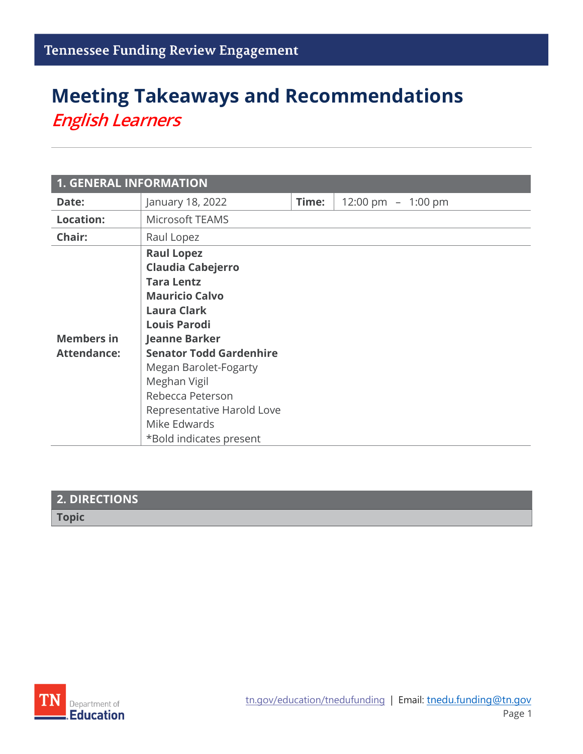Tennessee Funding Review Engagement

# Meeting Takeaways and Recommendations

## *English Learners*

| 1. GENERAL INFORMATION | | | |
|---|---|---|---|
| **Date:** | January 18, 2022 | **Time:** | 12:00 pm – 1:00 pm |
| **Location:** | Microsoft TEAMS | | |
| **Chair:** | Raul Lopez | | |
| **Members in Attendance:** | **Raul Lopez**<br>**Claudia Cabejerro**<br>**Tara Lentz**<br>**Mauricio Calvo**<br>**Laura Clark**<br>**Louis Parodi**<br>**Jeanne Barker**<br>**Senator Todd Gardenhire**<br>Megan Barolet-Fogarty<br>Meghan Vigil<br>Rebecca Peterson<br>Representative Harold Love<br>Mike Edwards<br>*Bold indicates present | | |

| 2. DIRECTIONS |
|---|
| **Topic** |

tn.gov/education/tnedufunding | Email: tnedu.funding@tn.gov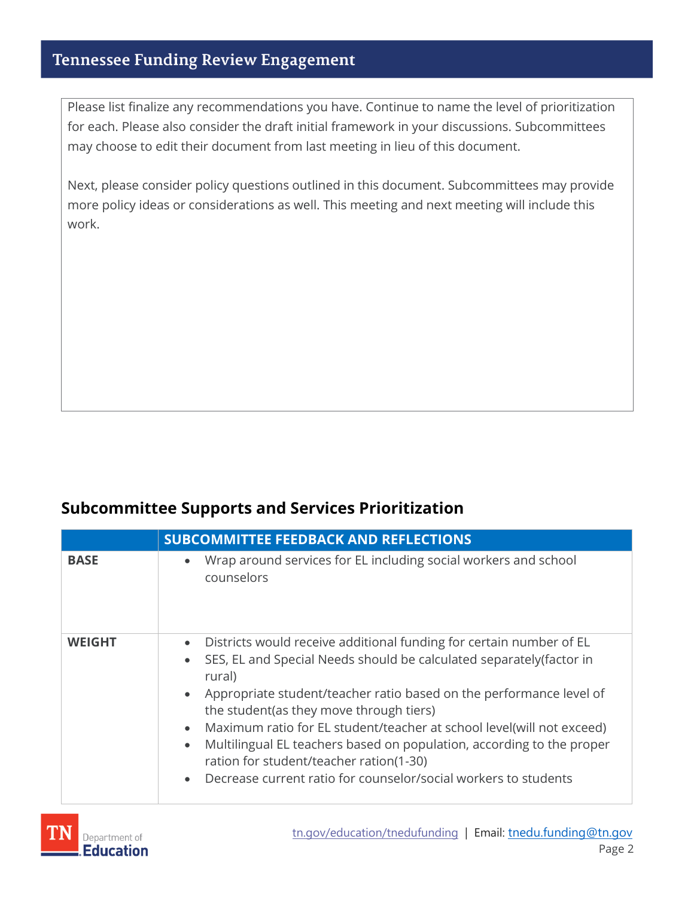Please list finalize any recommendations you have. Continue to name the level of prioritization for each. Please also consider the draft initial framework in your discussions. Subcommittees may choose to edit their document from last meeting in lieu of this document.

Next, please consider policy questions outlined in this document. Subcommittees may provide more policy ideas or considerations as well. This meeting and next meeting will include this work.

## Subcommittee Supports and Services Prioritization

| | SUBCOMMITTEE FEEDBACK AND REFLECTIONS |
|---|---|
| **BASE** | • Wrap around services for EL including social workers and school counselors |
| **WEIGHT** | • Districts would receive additional funding for certain number of EL<br>• SES, EL and Special Needs should be calculated separately(factor in rural)<br>• Appropriate student/teacher ratio based on the performance level of the student(as they move through tiers)<br>• Maximum ratio for EL student/teacher at school level(will not exceed)<br>• Multilingual EL teachers based on population, according to the proper ration for student/teacher ration(1-30)<br>• Decrease current ratio for counselor/social workers to students |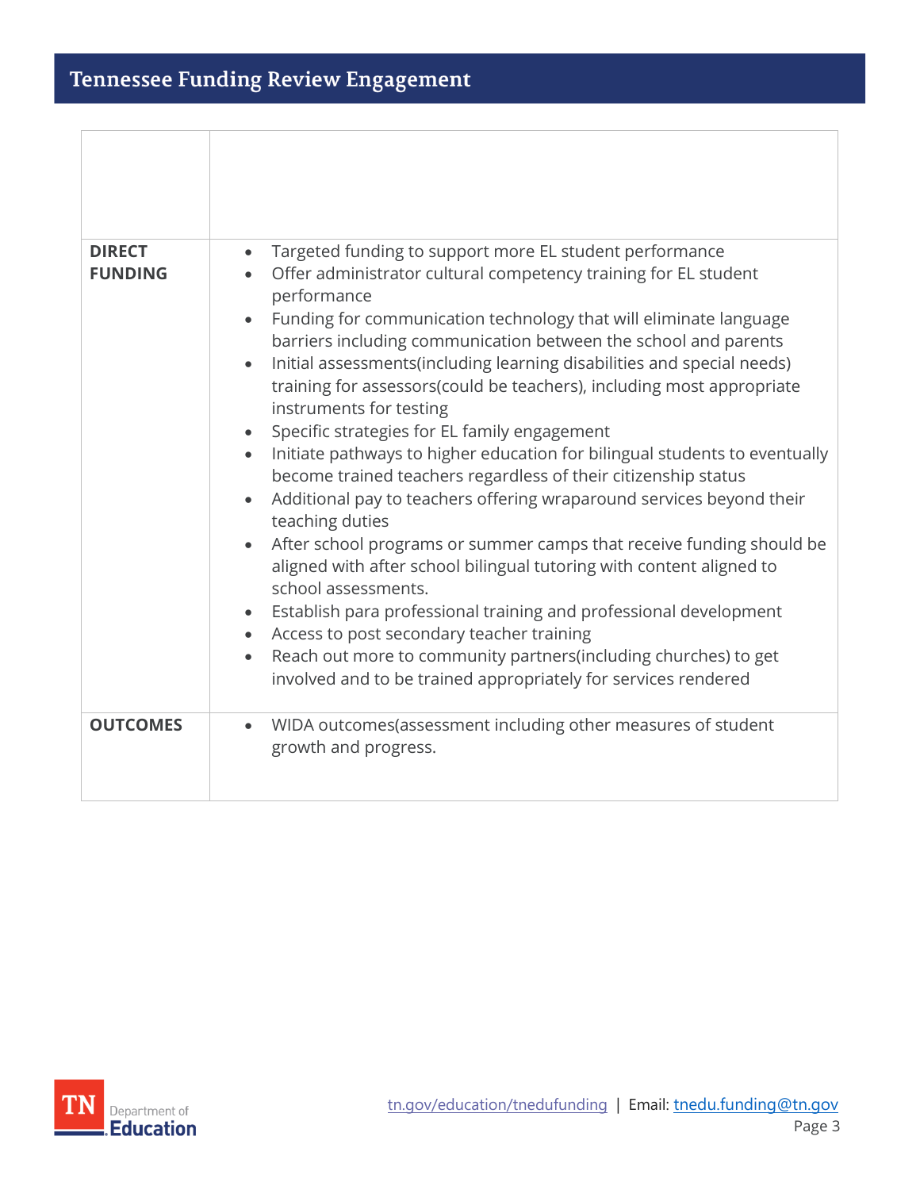| | |
|---|---|
| | |
| **DIRECT FUNDING** | • Targeted funding to support more EL student performance<br>• Offer administrator cultural competency training for EL student performance<br>• Funding for communication technology that will eliminate language barriers including communication between the school and parents<br>• Initial assessments(including learning disabilities and special needs) training for assessors(could be teachers), including most appropriate instruments for testing<br>• Specific strategies for EL family engagement<br>• Initiate pathways to higher education for bilingual students to eventually become trained teachers regardless of their citizenship status<br>• Additional pay to teachers offering wraparound services beyond their teaching duties<br>• After school programs or summer camps that receive funding should be aligned with after school bilingual tutoring with content aligned to school assessments.<br>• Establish para professional training and professional development<br>• Access to post secondary teacher training<br>• Reach out more to community partners(including churches) to get involved and to be trained appropriately for services rendered |
| **OUTCOMES** | • WIDA outcomes(assessment including other measures of student growth and progress. |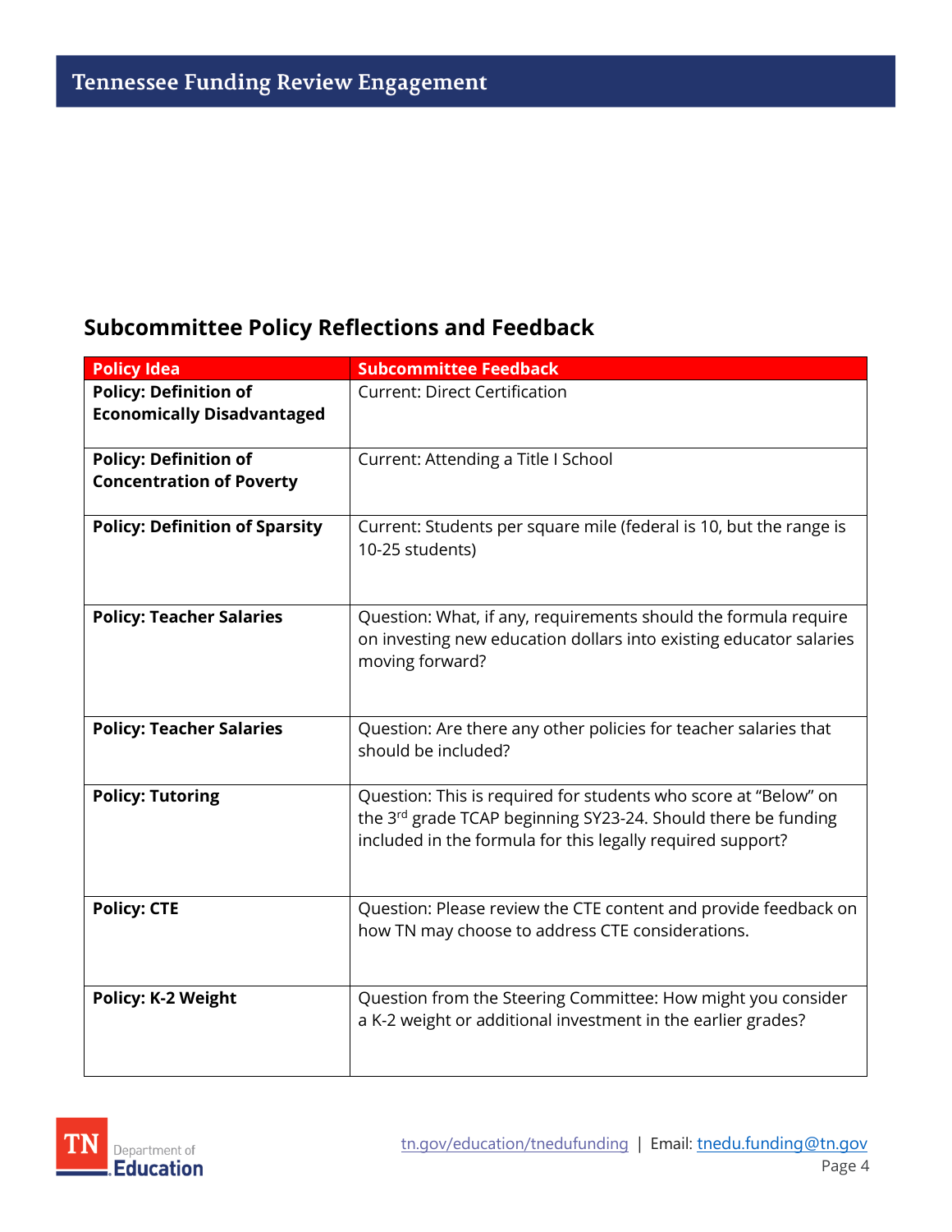## Subcommittee Policy Reflections and Feedback

| Policy Idea | Subcommittee Feedback |
|---|---|
| **Policy: Definition of Economically Disadvantaged** | Current: Direct Certification |
| **Policy: Definition of Concentration of Poverty** | Current: Attending a Title I School |
| **Policy: Definition of Sparsity** | Current: Students per square mile (federal is 10, but the range is 10-25 students) |
| **Policy: Teacher Salaries** | Question: What, if any, requirements should the formula require on investing new education dollars into existing educator salaries moving forward? |
| **Policy: Teacher Salaries** | Question: Are there any other policies for teacher salaries that should be included? |
| **Policy: Tutoring** | Question: This is required for students who score at "Below" on the 3rd grade TCAP beginning SY23-24. Should there be funding included in the formula for this legally required support? |
| **Policy: CTE** | Question: Please review the CTE content and provide feedback on how TN may choose to address CTE considerations. |
| **Policy: K-2 Weight** | Question from the Steering Committee: How might you consider a K-2 weight or additional investment in the earlier grades? |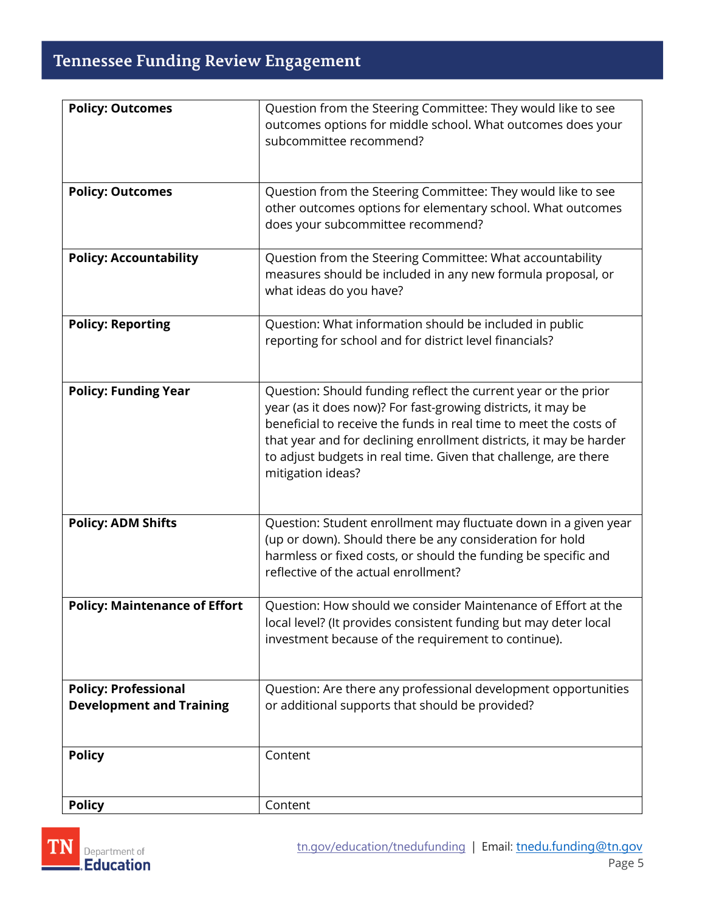| | |
|---|---|
| **Policy: Outcomes** | Question from the Steering Committee: They would like to see outcomes options for middle school. What outcomes does your subcommittee recommend? |
| **Policy: Outcomes** | Question from the Steering Committee: They would like to see other outcomes options for elementary school. What outcomes does your subcommittee recommend? |
| **Policy: Accountability** | Question from the Steering Committee: What accountability measures should be included in any new formula proposal, or what ideas do you have? |
| **Policy: Reporting** | Question: What information should be included in public reporting for school and for district level financials? |
| **Policy: Funding Year** | Question: Should funding reflect the current year or the prior year (as it does now)? For fast-growing districts, it may be beneficial to receive the funds in real time to meet the costs of that year and for declining enrollment districts, it may be harder to adjust budgets in real time. Given that challenge, are there mitigation ideas? |
| **Policy: ADM Shifts** | Question: Student enrollment may fluctuate down in a given year (up or down). Should there be any consideration for hold harmless or fixed costs, or should the funding be specific and reflective of the actual enrollment? |
| **Policy: Maintenance of Effort** | Question: How should we consider Maintenance of Effort at the local level? (It provides consistent funding but may deter local investment because of the requirement to continue). |
| **Policy: Professional Development and Training** | Question: Are there any professional development opportunities or additional supports that should be provided? |
| **Policy** | Content |
| **Policy** | Content |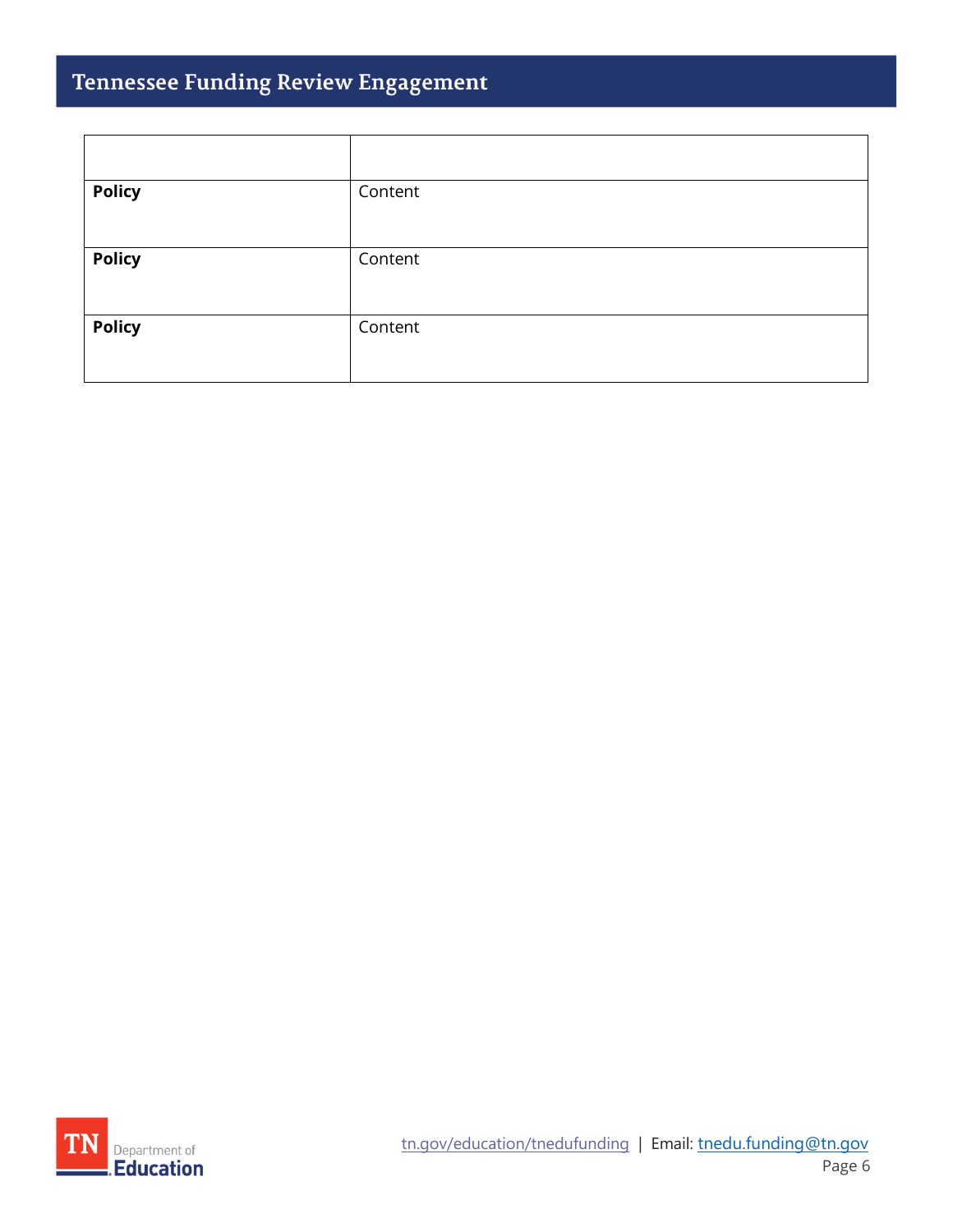| | |
|---|---|
| **Policy** | Content |
| **Policy** | Content |
| **Policy** | Content |